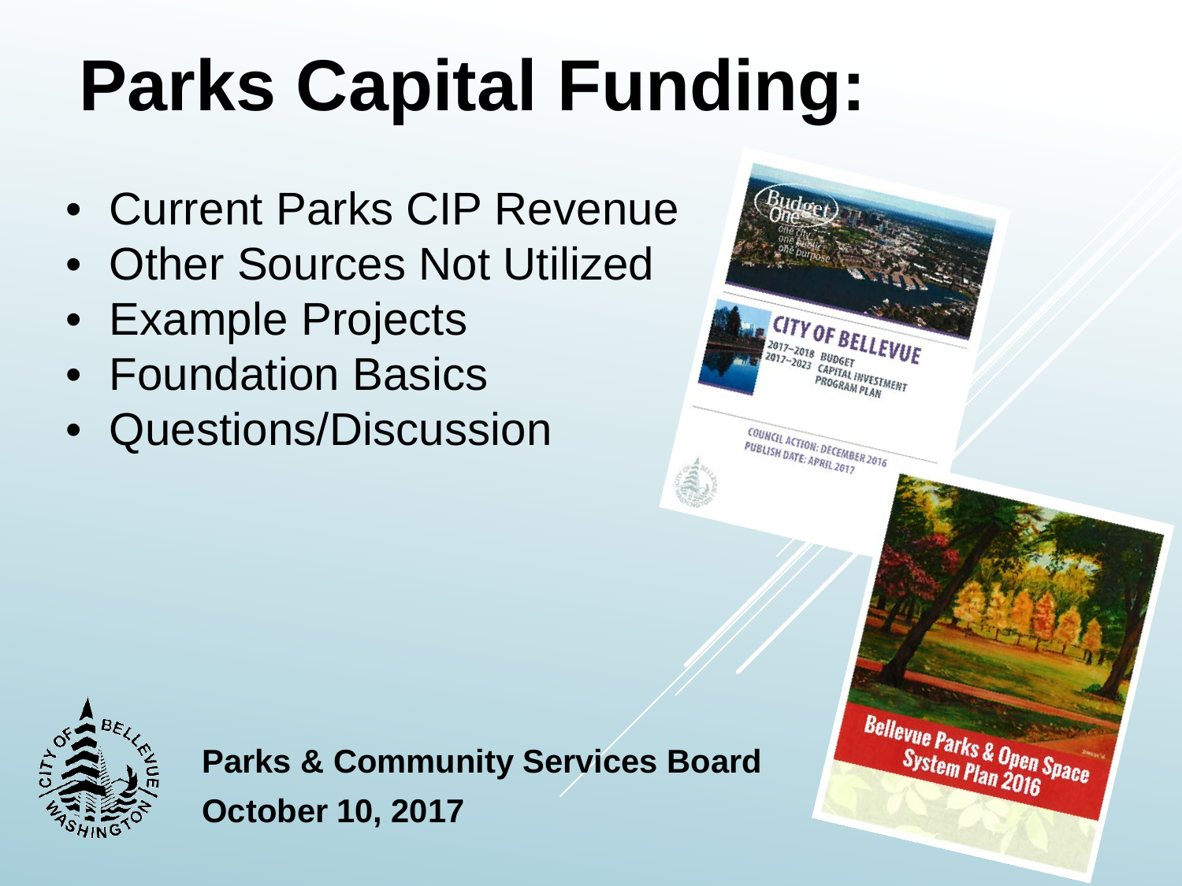# Parks Capital Funding:

- Current Parks CIP Revenue
- Other Sources Not Utilized
- Example Projects
- Foundation Basics
- Questions/Discussion

**Parks & Community Services Board**

**October 10, 2017**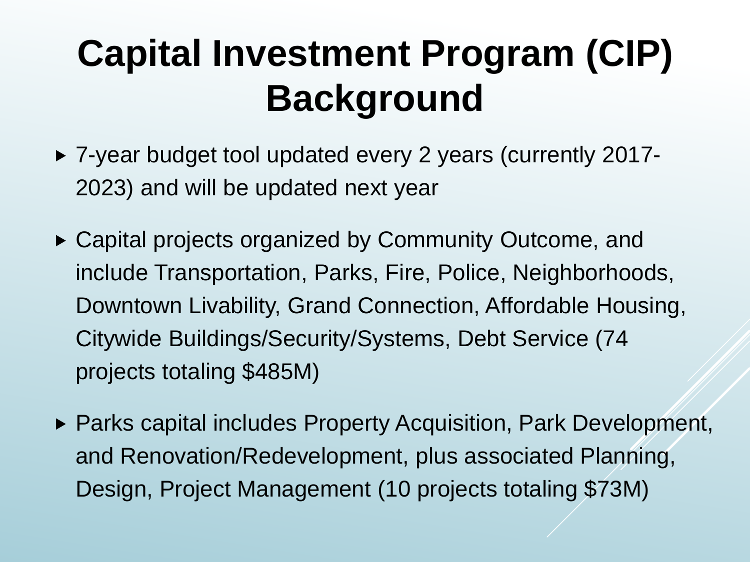# Capital Investment Program (CIP) Background

- 7-year budget tool updated every 2 years (currently 2017-2023) and will be updated next year
- Capital projects organized by Community Outcome, and include Transportation, Parks, Fire, Police, Neighborhoods, Downtown Livability, Grand Connection, Affordable Housing, Citywide Buildings/Security/Systems, Debt Service (74 projects totaling $485M)
- Parks capital includes Property Acquisition, Park Development, and Renovation/Redevelopment, plus associated Planning, Design, Project Management (10 projects totaling $73M)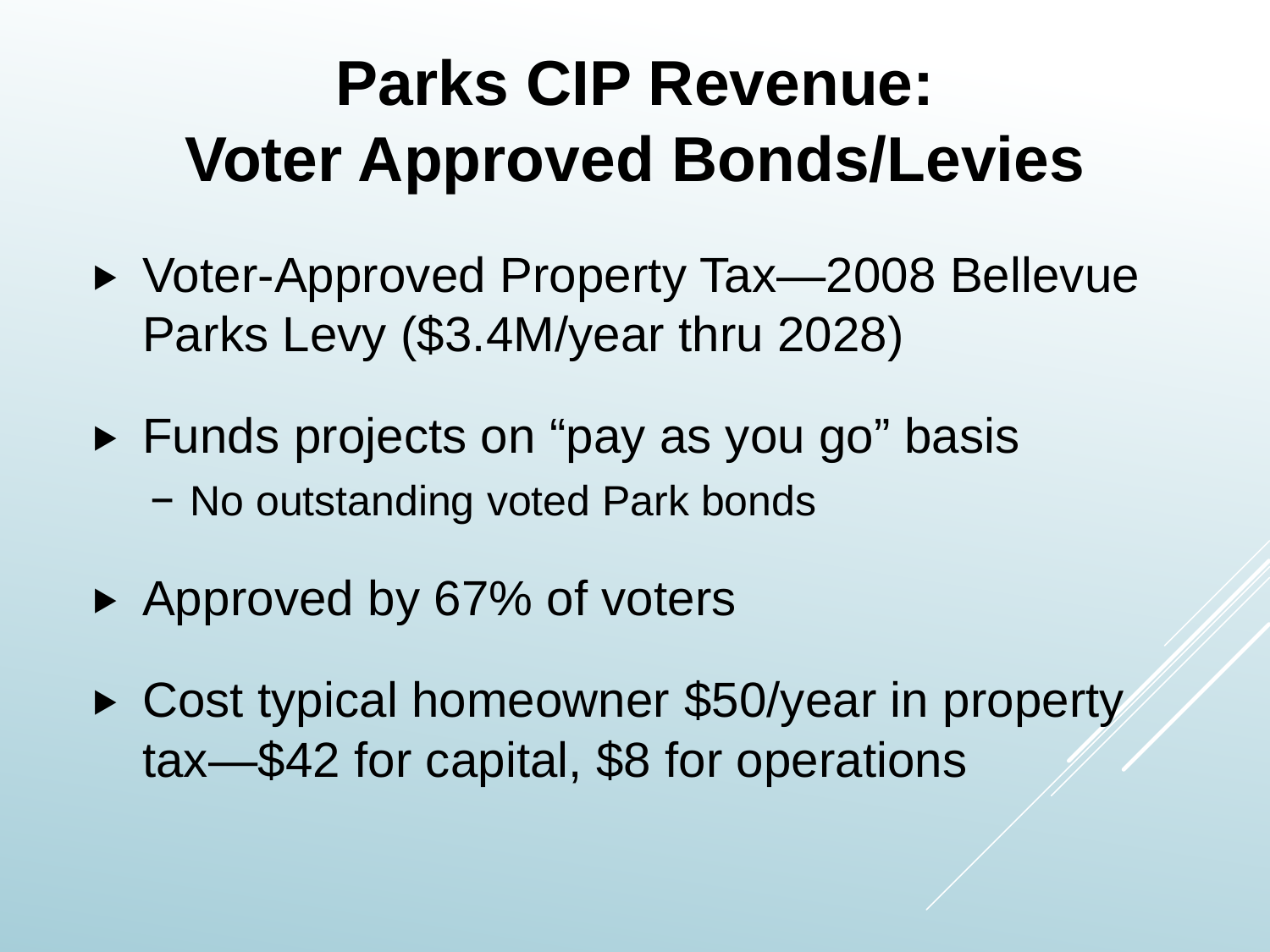# Parks CIP Revenue: Voter Approved Bonds/Levies

- Voter-Approved Property Tax—2008 Bellevue Parks Levy ($3.4M/year thru 2028)
- Funds projects on "pay as you go" basis
  - No outstanding voted Park bonds
- Approved by 67% of voters
- Cost typical homeowner $50/year in property tax—$42 for capital, $8 for operations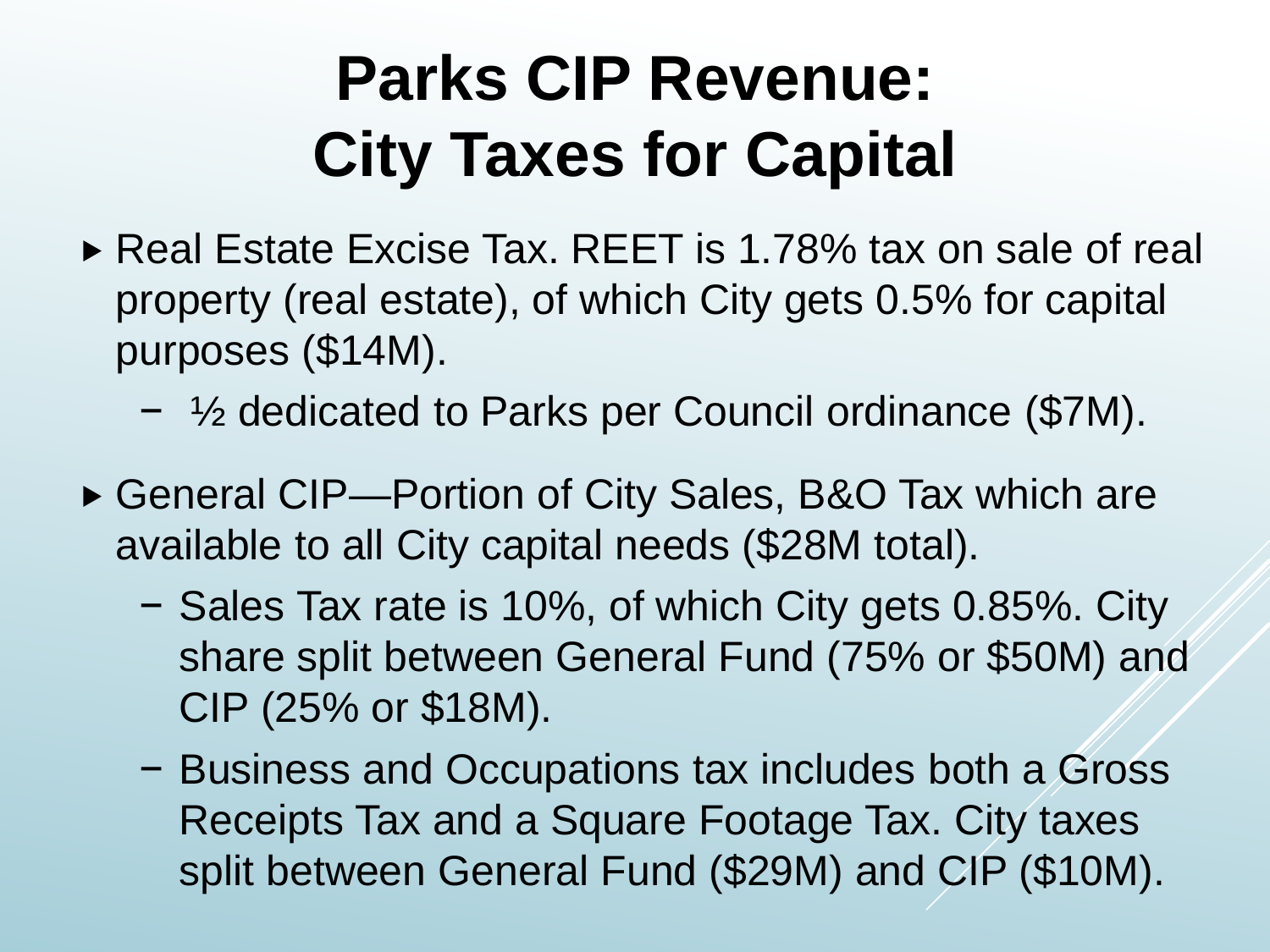# Parks CIP Revenue: City Taxes for Capital

- Real Estate Excise Tax. REET is 1.78% tax on sale of real property (real estate), of which City gets 0.5% for capital purposes ($14M).
  - ½ dedicated to Parks per Council ordinance ($7M).
- General CIP—Portion of City Sales, B&O Tax which are available to all City capital needs ($28M total).
  - Sales Tax rate is 10%, of which City gets 0.85%. City share split between General Fund (75% or $50M) and CIP (25% or $18M).
  - Business and Occupations tax includes both a Gross Receipts Tax and a Square Footage Tax. City taxes split between General Fund ($29M) and CIP ($10M).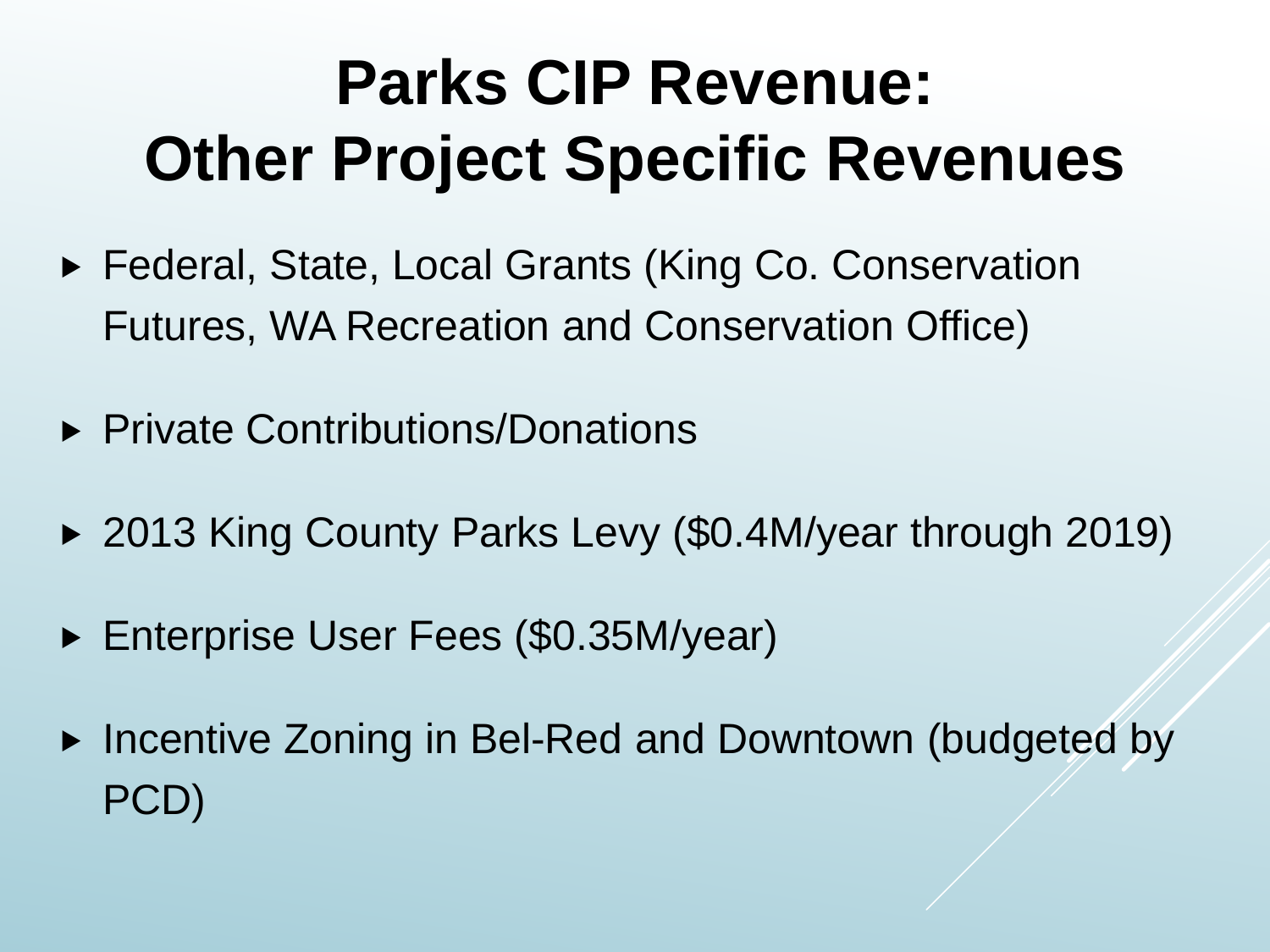# Parks CIP Revenue: Other Project Specific Revenues

- Federal, State, Local Grants (King Co. Conservation Futures, WA Recreation and Conservation Office)
- Private Contributions/Donations
- 2013 King County Parks Levy ($0.4M/year through 2019)
- Enterprise User Fees ($0.35M/year)
- Incentive Zoning in Bel-Red and Downtown (budgeted by PCD)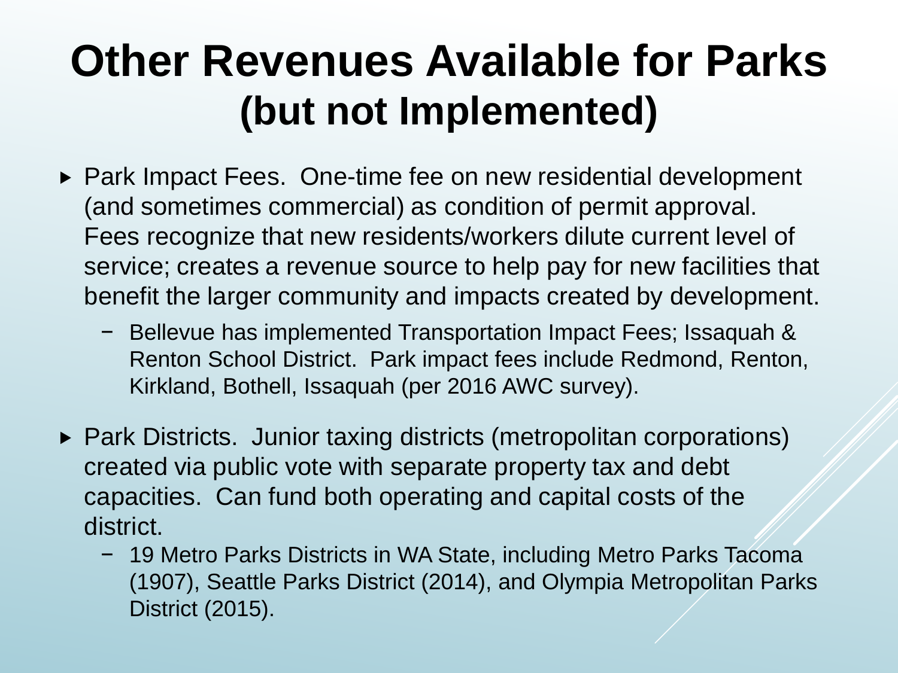# Other Revenues Available for Parks (but not Implemented)

- Park Impact Fees. One-time fee on new residential development (and sometimes commercial) as condition of permit approval. Fees recognize that new residents/workers dilute current level of service; creates a revenue source to help pay for new facilities that benefit the larger community and impacts created by development.
  - Bellevue has implemented Transportation Impact Fees; Issaquah & Renton School District. Park impact fees include Redmond, Renton, Kirkland, Bothell, Issaquah (per 2016 AWC survey).
- Park Districts. Junior taxing districts (metropolitan corporations) created via public vote with separate property tax and debt capacities. Can fund both operating and capital costs of the district.
  - 19 Metro Parks Districts in WA State, including Metro Parks Tacoma (1907), Seattle Parks District (2014), and Olympia Metropolitan Parks District (2015).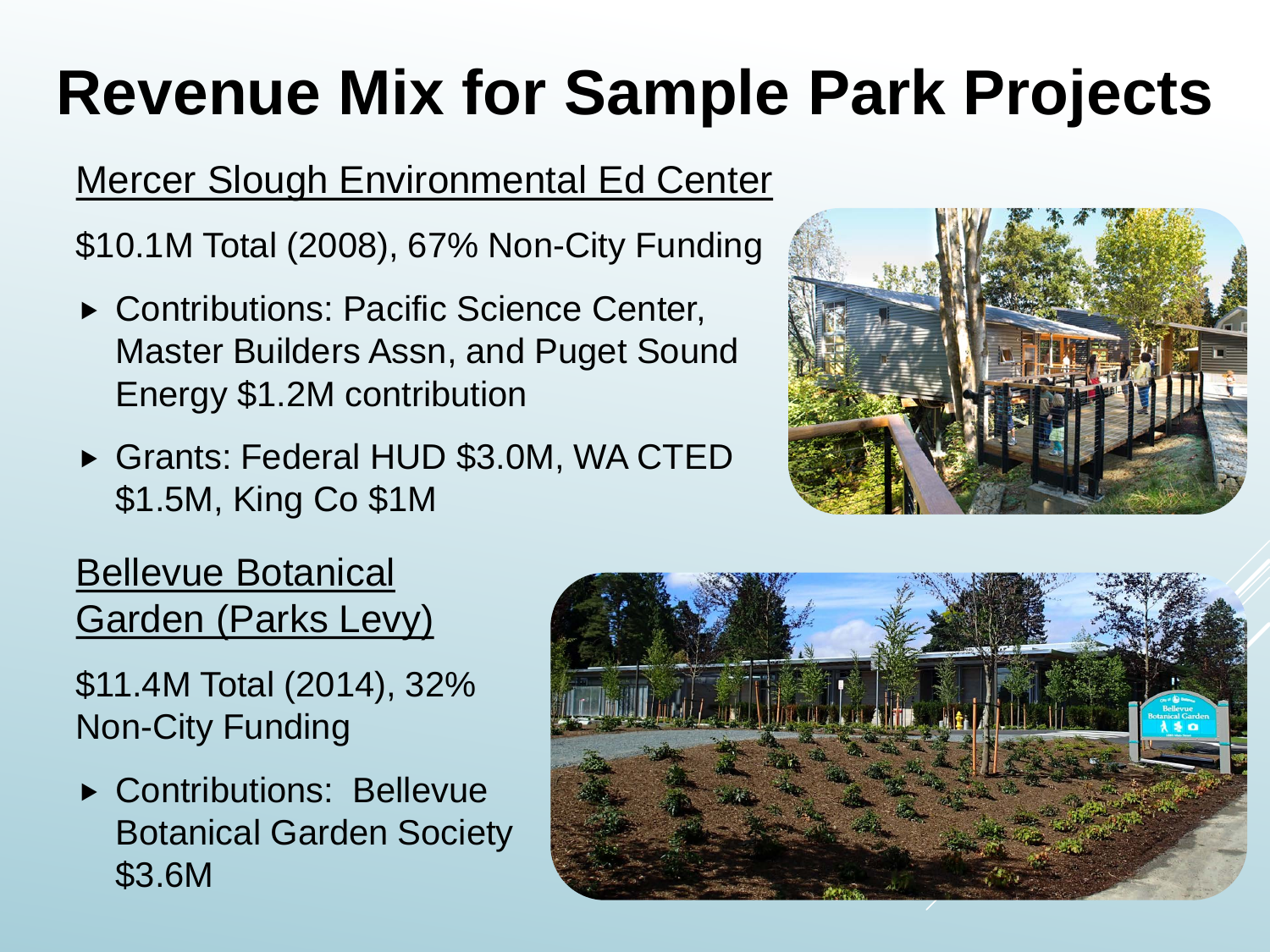# Revenue Mix for Sample Park Projects

Mercer Slough Environmental Ed Center

$10.1M Total (2008), 67% Non-City Funding

- Contributions: Pacific Science Center, Master Builders Assn, and Puget Sound Energy $1.2M contribution
- Grants: Federal HUD $3.0M, WA CTED $1.5M, King Co $1M

Bellevue Botanical Garden (Parks Levy)

$11.4M Total (2014), 32% Non-City Funding

- Contributions: Bellevue Botanical Garden Society $3.6M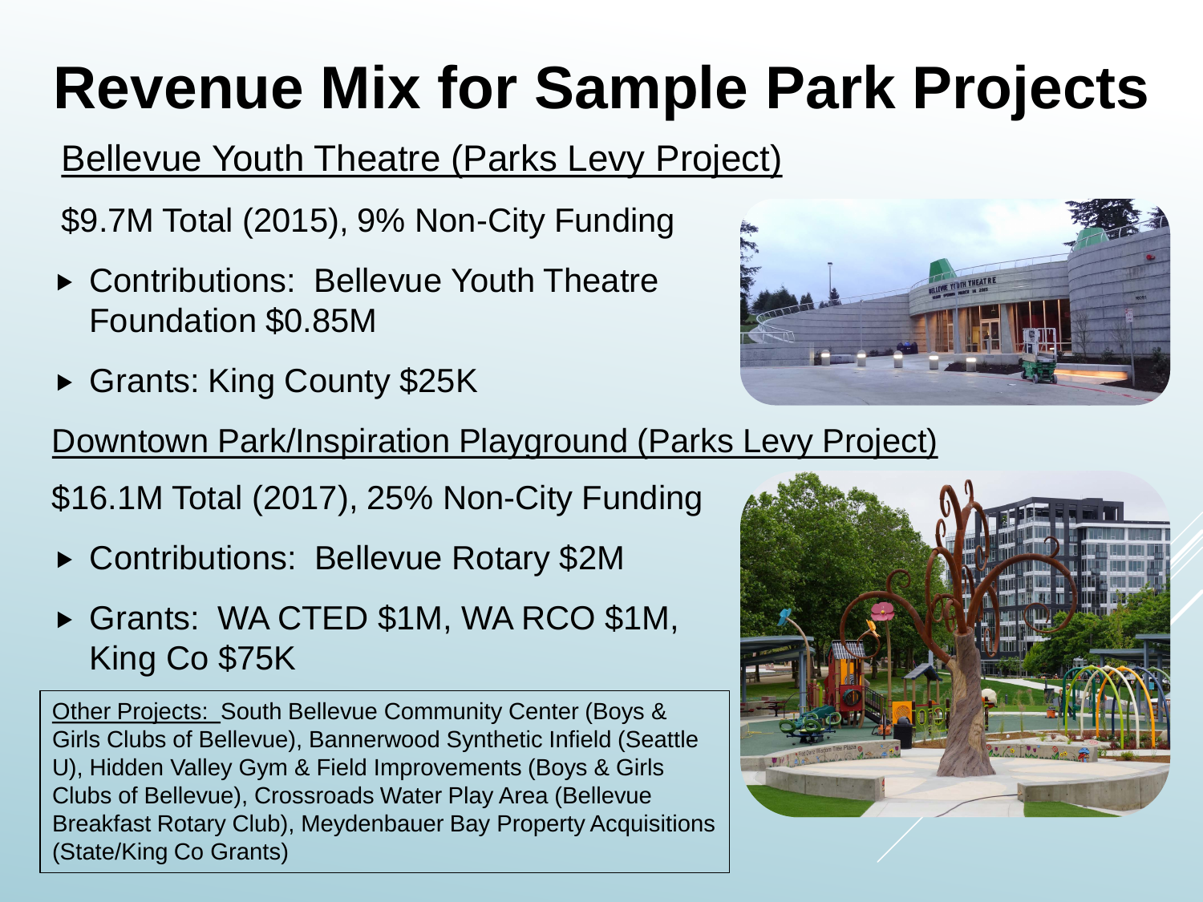# Revenue Mix for Sample Park Projects

Bellevue Youth Theatre (Parks Levy Project)

$9.7M Total (2015), 9% Non-City Funding

- Contributions: Bellevue Youth Theatre Foundation $0.85M
- Grants: King County $25K

Downtown Park/Inspiration Playground (Parks Levy Project)

$16.1M Total (2017), 25% Non-City Funding

- Contributions: Bellevue Rotary $2M
- Grants: WA CTED $1M, WA RCO $1M, King Co $75K

Other Projects: South Bellevue Community Center (Boys & Girls Clubs of Bellevue), Bannerwood Synthetic Infield (Seattle U), Hidden Valley Gym & Field Improvements (Boys & Girls Clubs of Bellevue), Crossroads Water Play Area (Bellevue Breakfast Rotary Club), Meydenbauer Bay Property Acquisitions (State/King Co Grants)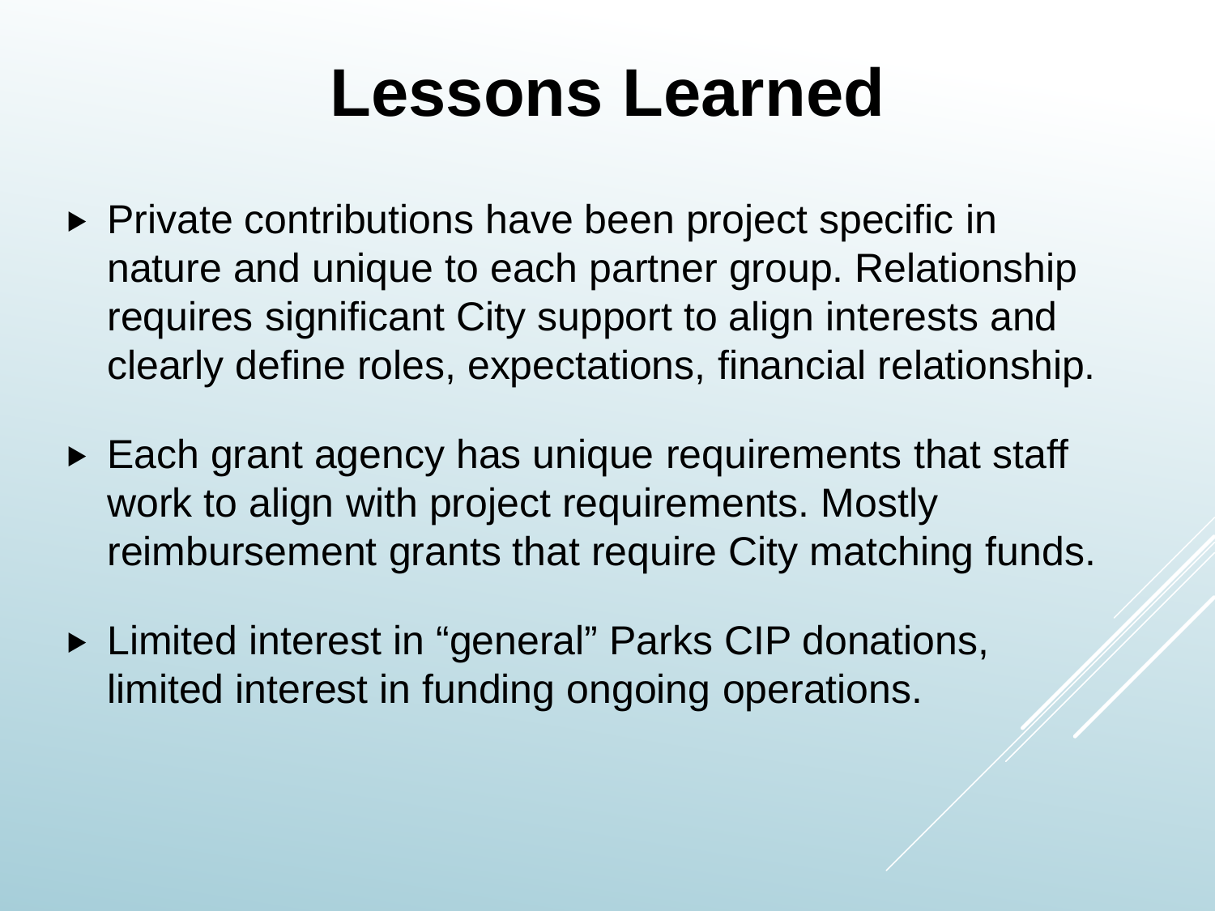# Lessons Learned

- Private contributions have been project specific in nature and unique to each partner group. Relationship requires significant City support to align interests and clearly define roles, expectations, financial relationship.
- Each grant agency has unique requirements that staff work to align with project requirements. Mostly reimbursement grants that require City matching funds.
- Limited interest in “general” Parks CIP donations, limited interest in funding ongoing operations.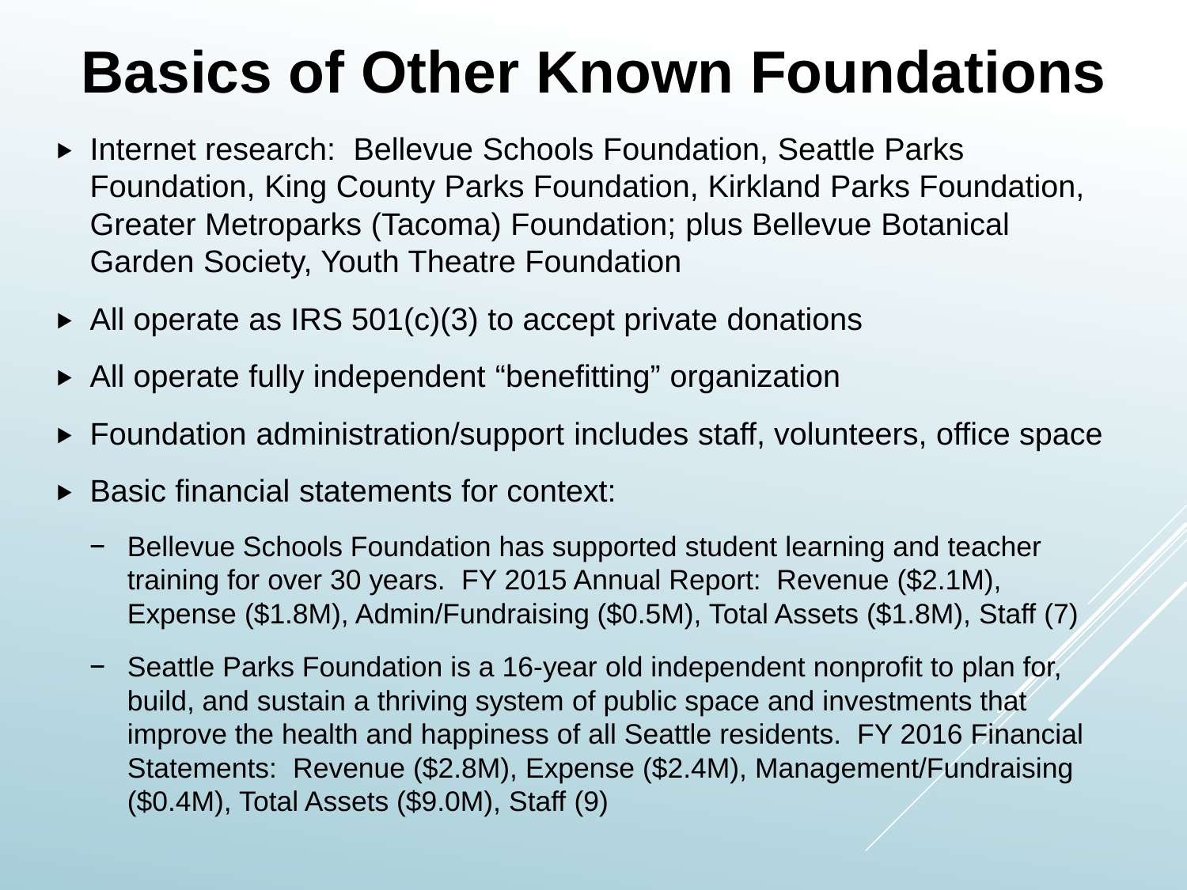# Basics of Other Known Foundations

- Internet research: Bellevue Schools Foundation, Seattle Parks Foundation, King County Parks Foundation, Kirkland Parks Foundation, Greater Metroparks (Tacoma) Foundation; plus Bellevue Botanical Garden Society, Youth Theatre Foundation
- All operate as IRS 501(c)(3) to accept private donations
- All operate fully independent "benefitting" organization
- Foundation administration/support includes staff, volunteers, office space
- Basic financial statements for context:
  - Bellevue Schools Foundation has supported student learning and teacher training for over 30 years. FY 2015 Annual Report: Revenue ($2.1M), Expense ($1.8M), Admin/Fundraising ($0.5M), Total Assets ($1.8M), Staff (7)
  - Seattle Parks Foundation is a 16-year old independent nonprofit to plan for, build, and sustain a thriving system of public space and investments that improve the health and happiness of all Seattle residents. FY 2016 Financial Statements: Revenue ($2.8M), Expense ($2.4M), Management/Fundraising ($0.4M), Total Assets ($9.0M), Staff (9)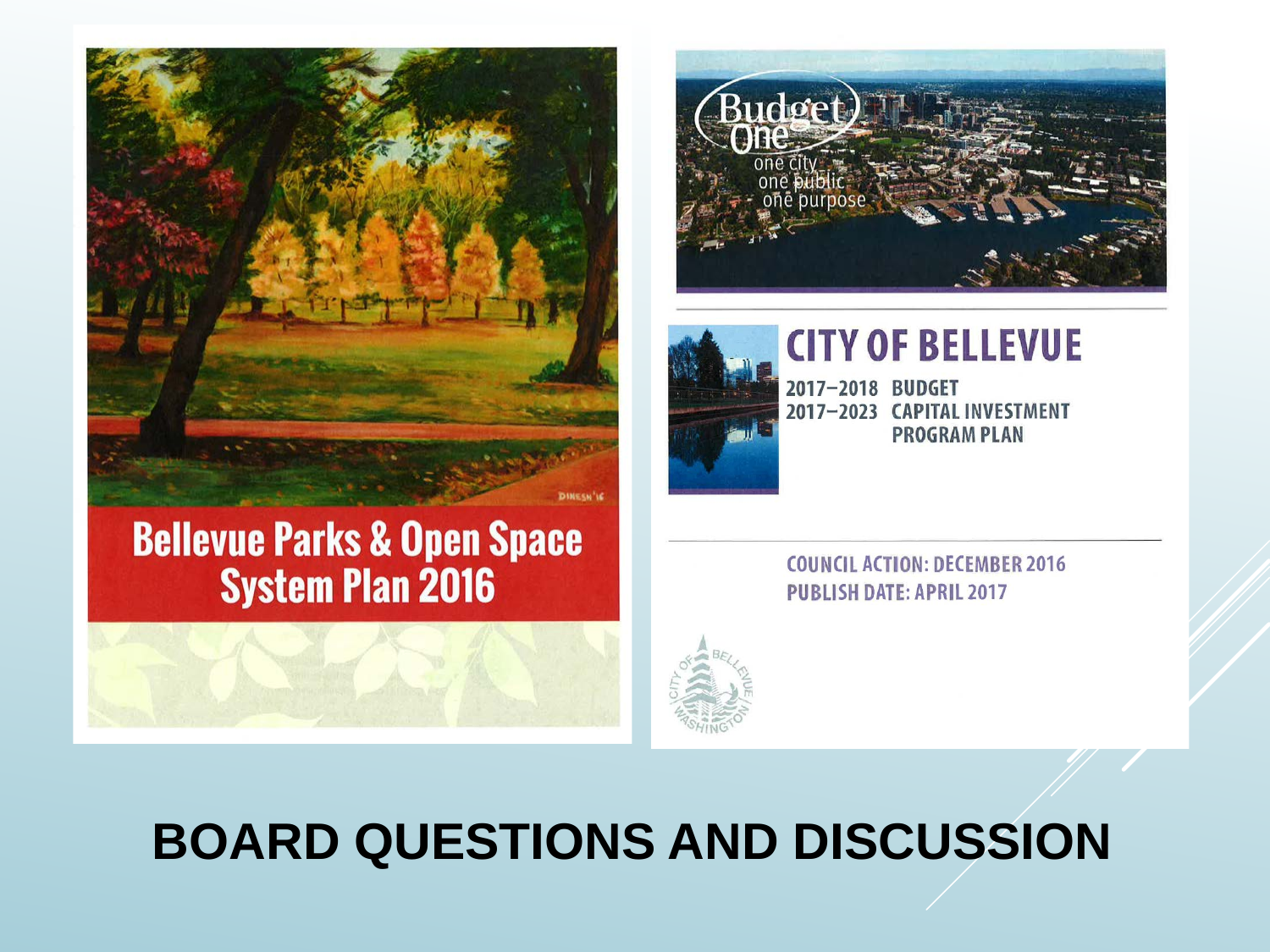Bellevue Parks & Open Space System Plan 2016

Budget One

one city
one public
one purpose

CITY OF BELLEVUE

2017–2018 BUDGET
2017–2023 CAPITAL INVESTMENT PROGRAM PLAN

COUNCIL ACTION: DECEMBER 2016
PUBLISH DATE: APRIL 2017

# BOARD QUESTIONS AND DISCUSSION